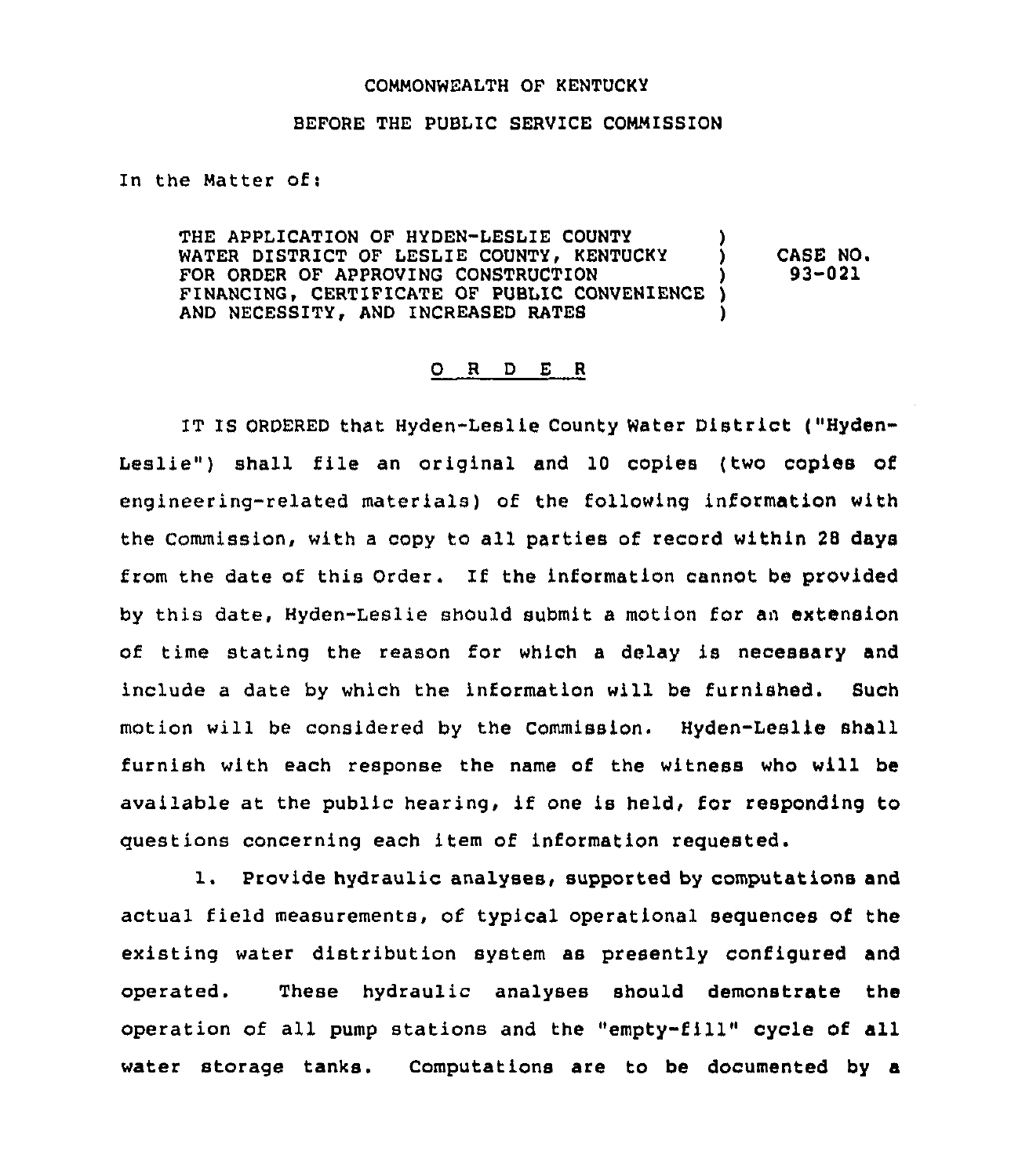COMMONWEALTH OF KENTUCKY

BEFORE THE PUBLIC SERVICE COMMISSION

In the Matter of:

| | | |
|---|---|---|
| THE APPLICATION OF HYDEN-LESLIE COUNTY WATER DISTRICT OF LESLIE COUNTY, KENTUCKY FOR ORDER OF APPROVING CONSTRUCTION FINANCING, CERTIFICATE OF PUBLIC CONVENIENCE AND NECESSITY, AND INCREASED RATES | ) | CASE NO. 93-021 |

## O R D E R

IT IS ORDERED that Hyden-Leslie County Water District ("Hyden-Leslie") shall file an original and 10 copies (two copies of engineering-related materials) of the following information with the Commission, with a copy to all parties of record within 28 days from the date of this Order. If the information cannot be provided by this date, Hyden-Leslie should submit a motion for an extension of time stating the reason for which a delay is necessary and include a date by which the information will be furnished. Such motion will be considered by the Commission. Hyden-Leslie shall furnish with each response the name of the witness who will be available at the public hearing, if one is held, for responding to questions concerning each item of information requested.

1. Provide hydraulic analyses, supported by computations and actual field measurements, of typical operational sequences of the existing water distribution system as presently configured and operated. These hydraulic analyses should demonstrate the operation of all pump stations and the "empty-fill" cycle of all water storage tanks. Computations are to be documented by a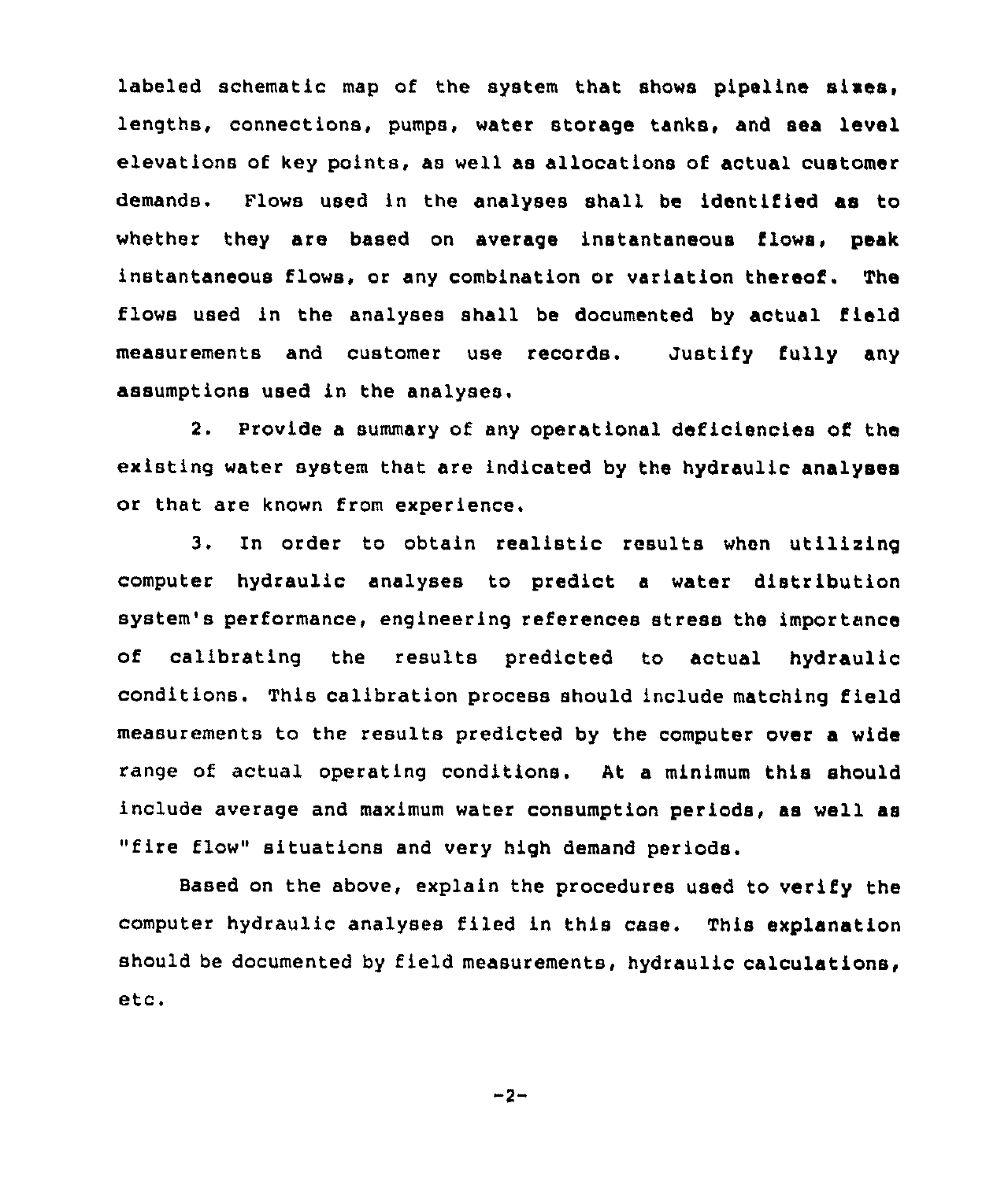labeled schematic map of the system that shows pipeline sizes, lengths, connections, pumps, water storage tanks, and sea level elevations of key points, as well as allocations of actual customer demands. Flows used in the analyses shall be identified as to whether they are based on average instantaneous flows, peak instantaneous flows, or any combination or variation thereof. The flows used in the analyses shall be documented by actual field measurements and customer use records. Justify fully any assumptions used in the analyses.

2. Provide a summary of any operational deficiencies of the existing water system that are indicated by the hydraulic analyses or that are known from experience.

3. In order to obtain realistic results when utilizing computer hydraulic analyses to predict a water distribution system's performance, engineering references stress the importance of calibrating the results predicted to actual hydraulic conditions. This calibration process should include matching field measurements to the results predicted by the computer over a wide range of actual operating conditions. At a minimum this should include average and maximum water consumption periods, as well as "fire flow" situations and very high demand periods.

Based on the above, explain the procedures used to verify the computer hydraulic analyses filed in this case. This explanation should be documented by field measurements, hydraulic calculations, etc.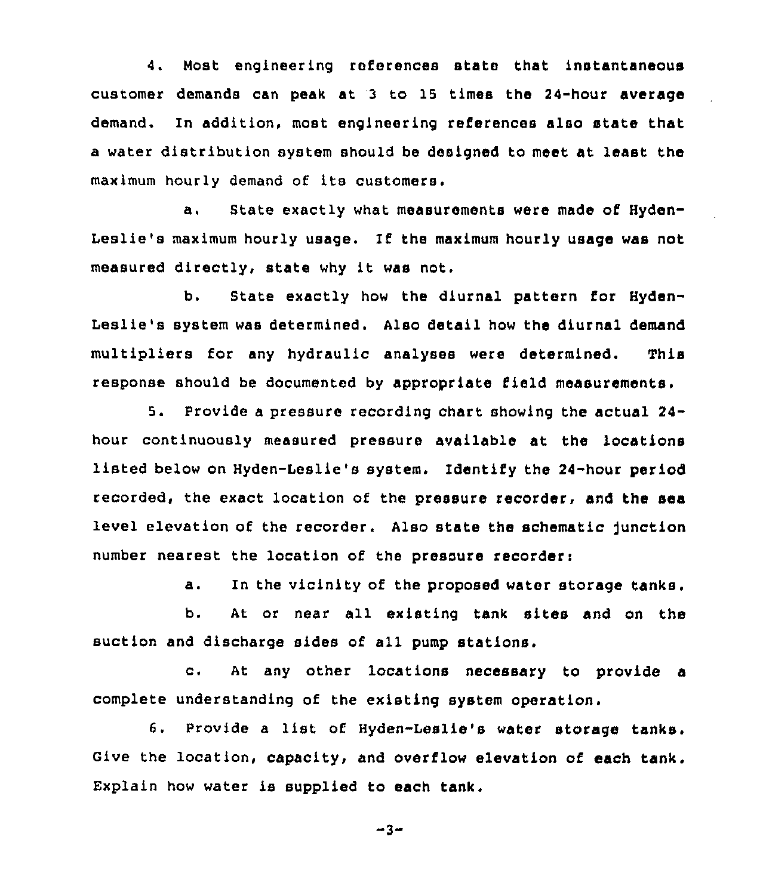4. Most engineering references state that instantaneous customer demands can peak at 3 to 15 times the 24-hour average demand. In addition, most engineering references also state that a water distribution system should be designed to meet at least the maximum hourly demand of its customers.

a. State exactly what measurements were made of Hyden-Leslie's maximum hourly usage. If the maximum hourly usage was not measured directly, state why it was not.

b. State exactly how the diurnal pattern for Hyden-Leslie's system was determined. Also detail how the diurnal demand multipliers for any hydraulic analyses were determined. This response should be documented by appropriate field measurements.

5. Provide a pressure recording chart showing the actual 24-hour continuously measured pressure available at the locations listed below on Hyden-Leslie's system. Identify the 24-hour period recorded, the exact location of the pressure recorder, and the sea level elevation of the recorder. Also state the schematic junction number nearest the location of the pressure recorder:

a. In the vicinity of the proposed water storage tanks.

b. At or near all existing tank sites and on the suction and discharge sides of all pump stations.

c. At any other locations necessary to provide a complete understanding of the existing system operation.

6. Provide a list of Hyden-Leslie's water storage tanks. Give the location, capacity, and overflow elevation of each tank. Explain how water is supplied to each tank.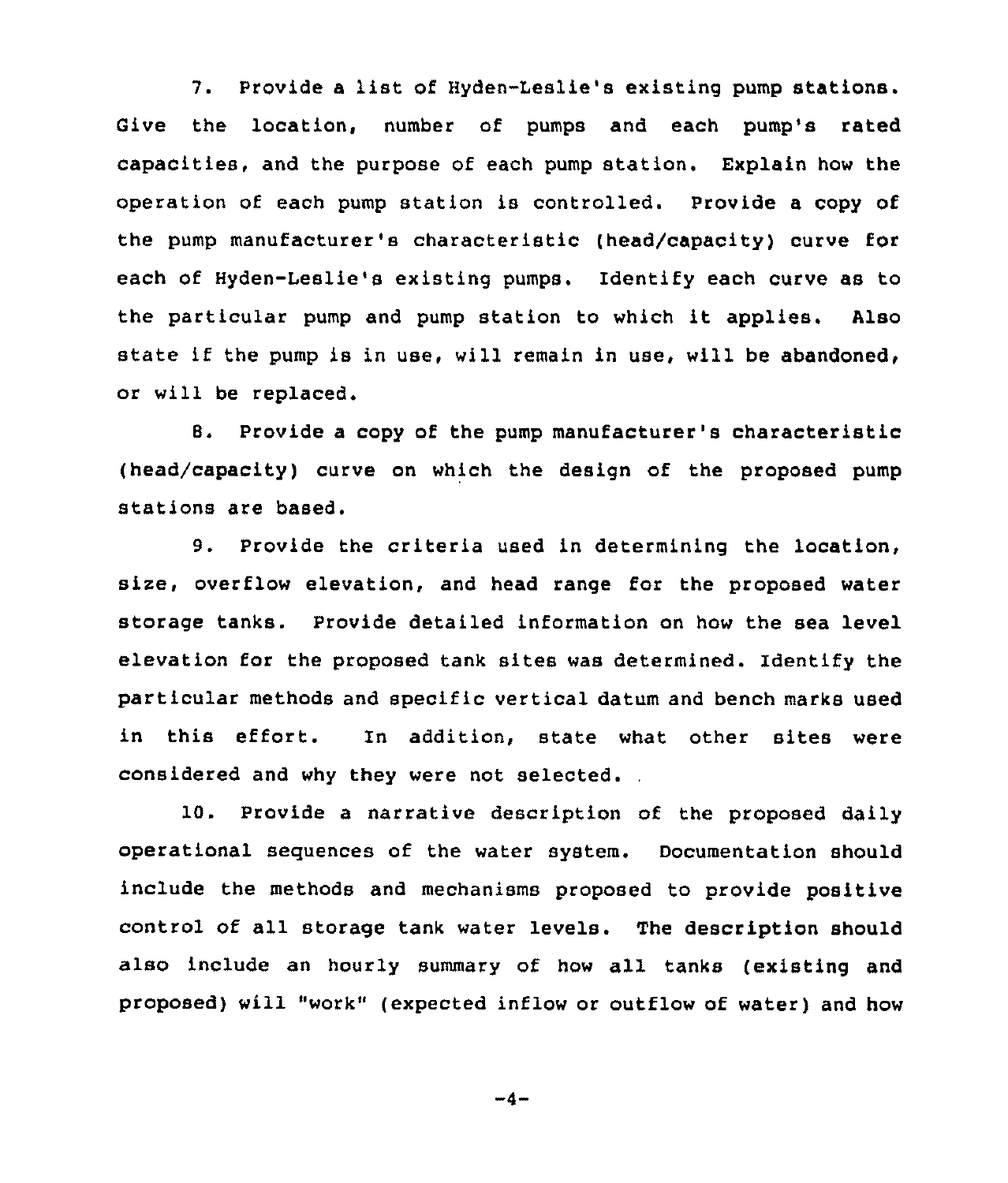7. Provide a list of Hyden-Leslie's existing pump stations. Give the location, number of pumps and each pump's rated capacities, and the purpose of each pump station. Explain how the operation of each pump station is controlled. Provide a copy of the pump manufacturer's characteristic (head/capacity) curve for each of Hyden-Leslie's existing pumps. Identify each curve as to the particular pump and pump station to which it applies. Also state if the pump is in use, will remain in use, will be abandoned, or will be replaced.

8. Provide a copy of the pump manufacturer's characteristic (head/capacity) curve on which the design of the proposed pump stations are based.

9. Provide the criteria used in determining the location, size, overflow elevation, and head range for the proposed water storage tanks. Provide detailed information on how the sea level elevation for the proposed tank sites was determined. Identify the particular methods and specific vertical datum and bench marks used in this effort. In addition, state what other sites were considered and why they were not selected.

10. Provide a narrative description of the proposed daily operational sequences of the water system. Documentation should include the methods and mechanisms proposed to provide positive control of all storage tank water levels. The description should also include an hourly summary of how all tanks (existing and proposed) will "work" (expected inflow or outflow of water) and how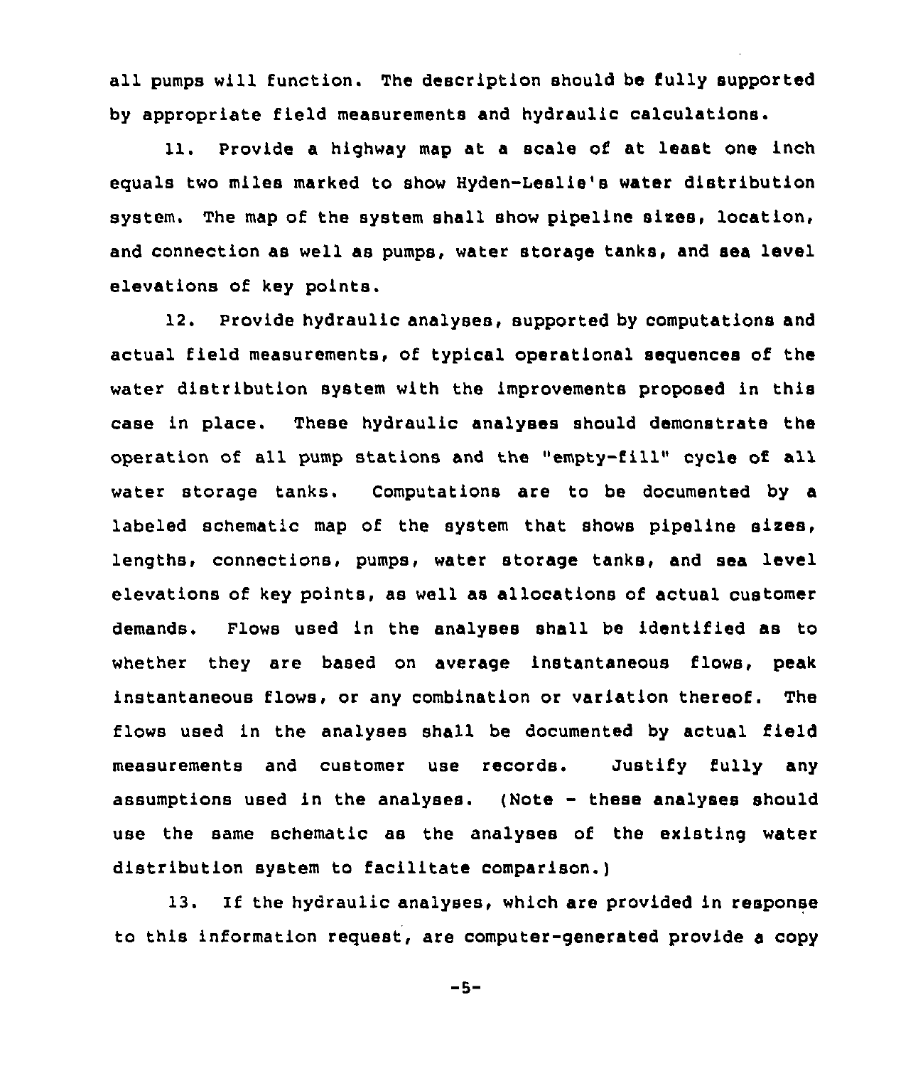all pumps will function. The description should be fully supported by appropriate field measurements and hydraulic calculations.

11. Provide a highway map at a scale of at least one inch equals two miles marked to show Hyden-Leslie's water distribution system. The map of the system shall show pipeline sizes, location, and connection as well as pumps, water storage tanks, and sea level elevations of key points.

12. Provide hydraulic analyses, supported by computations and actual field measurements, of typical operational sequences of the water distribution system with the improvements proposed in this case in place. These hydraulic analyses should demonstrate the operation of all pump stations and the "empty-fill" cycle of all water storage tanks. Computations are to be documented by a labeled schematic map of the system that shows pipeline sizes, lengths, connections, pumps, water storage tanks, and sea level elevations of key points, as well as allocations of actual customer demands. Flows used in the analyses shall be identified as to whether they are based on average instantaneous flows, peak instantaneous flows, or any combination or variation thereof. The flows used in the analyses shall be documented by actual field measurements and customer use records. Justify fully any assumptions used in the analyses. (Note - these analyses should use the same schematic as the analyses of the existing water distribution system to facilitate comparison.)

13. If the hydraulic analyses, which are provided in response to this information request, are computer-generated provide a copy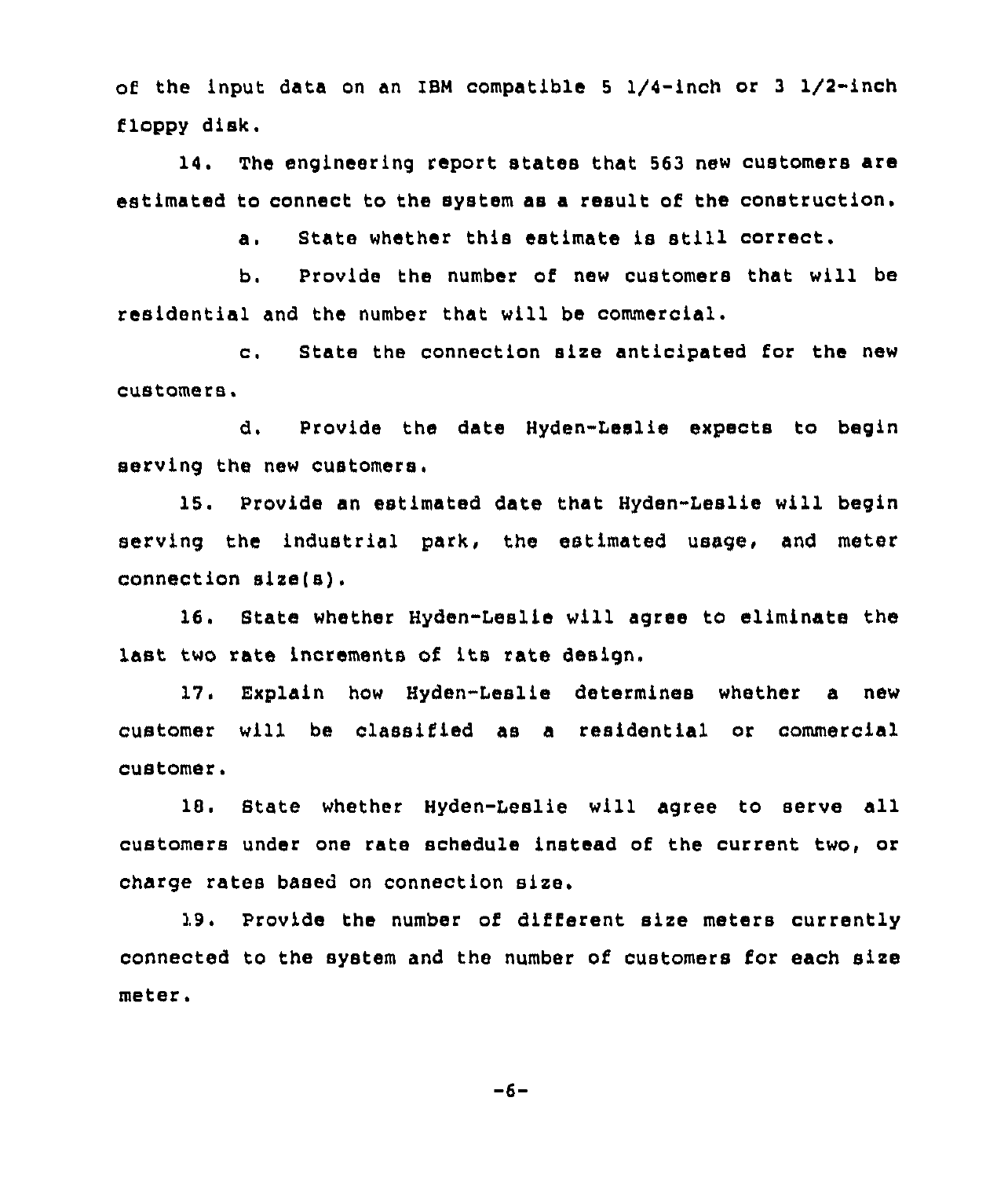of the input data on an IBM compatible 5 1/4-inch or 3 1/2-inch floppy disk.

14. The engineering report states that 563 new customers are estimated to connect to the system as a result of the construction.

a. State whether this estimate is still correct.

b. Provide the number of new customers that will be residential and the number that will be commercial.

c. State the connection size anticipated for the new customers.

d. Provide the date Hyden-Leslie expects to begin serving the new customers.

15. Provide an estimated date that Hyden-Leslie will begin serving the industrial park, the estimated usage, and meter connection size(s).

16. State whether Hyden-Leslie will agree to eliminate the last two rate increments of its rate design.

17. Explain how Hyden-Leslie determines whether a new customer will be classified as a residential or commercial customer.

18. State whether Hyden-Leslie will agree to serve all customers under one rate schedule instead of the current two, or charge rates based on connection size.

19. Provide the number of different size meters currently connected to the system and the number of customers for each size meter.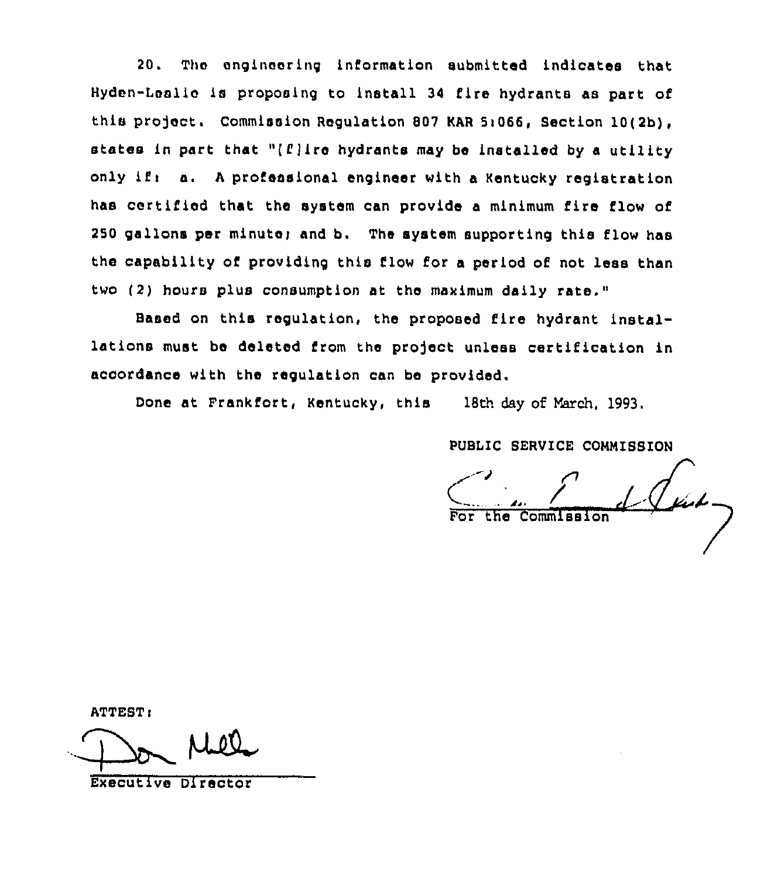20. The engineering information submitted indicates that Hyden-Leslie is proposing to install 34 fire hydrants as part of this project. Commission Regulation 807 KAR 5:066, Section 10(2b), states in part that "[f]ire hydrants may be installed by a utility only if: a. A professional engineer with a Kentucky registration has certified that the system can provide a minimum fire flow of 250 gallons per minute; and b. The system supporting this flow has the capability of providing this flow for a period of not less than two (2) hours plus consumption at the maximum daily rate."

Based on this regulation, the proposed fire hydrant installations must be deleted from the project unless certification in accordance with the regulation can be provided.

Done at Frankfort, Kentucky, this 18th day of March, 1993.

PUBLIC SERVICE COMMISSION

For the Commission

ATTEST:

Executive Director